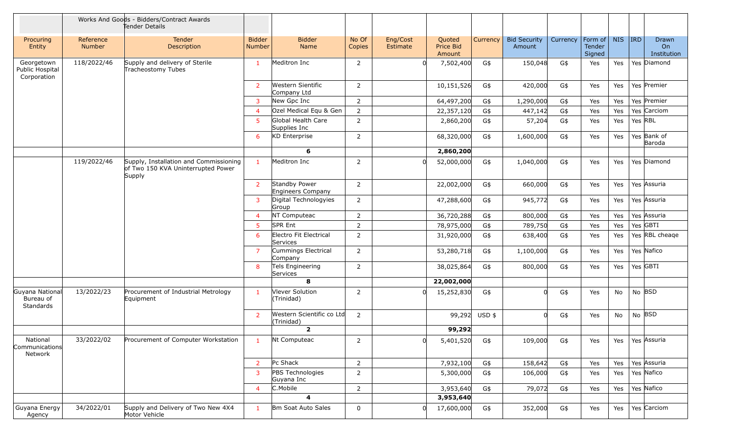| | Works And Goods - Bidders/Contract Awards Tender Details | | | | | | | | | | | | | |
|---|---|---|---|---|---|---|---|---|---|---|---|---|---|---|
| Procuring Entity | Reference Number | Tender Description | Bidder Number | Bidder Name | No Of Copies | Eng/Cost Estimate | Quoted Price Bid Amount | Currency | Bid Security Amount | Currency | Form of Tender Signed | NIS | IRD | Drawn On Institution |
| Georgetown Public Hospital Corporation | 118/2022/46 | Supply and delivery of Sterile Tracheostomy Tubes | 1 | Meditron Inc | 2 | 0 | 7,502,400 | G$ | 150,048 | G$ | Yes | Yes | Yes | Diamond |
| | | | 2 | Western Sientific Company Ltd | 2 | | 10,151,526 | G$ | 420,000 | G$ | Yes | Yes | Yes | Premier |
| | | | 3 | New Gpc Inc | 2 | | 64,497,200 | G$ | 1,290,000 | G$ | Yes | Yes | Yes | Premier |
| | | | 4 | Ozel Medical Equ & Gen | 2 | | 22,357,120 | G$ | 447,142 | G$ | Yes | Yes | Yes | Carciom |
| | | | 5 | Global Health Care Supplies Inc | 2 | | 2,860,200 | G$ | 57,204 | G$ | Yes | Yes | Yes | RBL |
| | | | 6 | KD Enterprise | 2 | | 68,320,000 | G$ | 1,600,000 | G$ | Yes | Yes | Yes | Bank of Baroda |
| | | | | **6** | | | **2,860,200** | | | | | | | |
| | 119/2022/46 | Supply, Installation and Commissioning of Two 150 KVA Uninterrupted Power Supply | 1 | Meditron Inc | 2 | 0 | 52,000,000 | G$ | 1,040,000 | G$ | Yes | Yes | Yes | Diamond |
| | | | 2 | Standby Power Engineers Company | 2 | | 22,002,000 | G$ | 660,000 | G$ | Yes | Yes | Yes | Assuria |
| | | | 3 | Digital Technologyies Group | 2 | | 47,288,600 | G$ | 945,772 | G$ | Yes | Yes | Yes | Assuria |
| | | | 4 | NT Computeac | 2 | | 36,720,288 | G$ | 800,000 | G$ | Yes | Yes | Yes | Assuria |
| | | | 5 | SPR Ent | 2 | | 78,975,000 | G$ | 789,750 | G$ | Yes | Yes | Yes | GBTI |
| | | | 6 | Electro Fit Electrical Services | 2 | | 31,920,000 | G$ | 638,400 | G$ | Yes | Yes | Yes | RBL cheaqe |
| | | | 7 | Cummings Electrical Company | 2 | | 53,280,718 | G$ | 1,100,000 | G$ | Yes | Yes | Yes | Nafico |
| | | | 8 | Tels Engineering Services | 2 | | 38,025,864 | G$ | 800,000 | G$ | Yes | Yes | Yes | GBTI |
| | | | | **8** | | | **22,002,000** | | | | | | | |
| Guyana National Bureau of Standards | 13/2022/23 | Procurement of Industrial Metrology Equipment | 1 | Vlever Solution (Trinidad) | 2 | 0 | 15,252,830 | G$ | 0 | G$ | Yes | No | No | BSD |
| | | | 2 | Western Scientific co Ltd (Trinidad) | 2 | | 99,292 | USD $ | 0 | G$ | Yes | No | No | BSD |
| | | | | **2** | | | **99,292** | | | | | | | |
| National Communications Network | 33/2022/02 | Procurement of Computer Workstation | 1 | Nt Computeac | 2 | 0 | 5,401,520 | G$ | 109,000 | G$ | Yes | Yes | Yes | Assuria |
| | | | 2 | Pc Shack | 2 | | 7,932,100 | G$ | 158,642 | G$ | Yes | Yes | Yes | Assuria |
| | | | 3 | PBS Technologies Guyana Inc | 2 | | 5,300,000 | G$ | 106,000 | G$ | Yes | Yes | Yes | Nafico |
| | | | 4 | C.Mobile | 2 | | 3,953,640 | G$ | 79,072 | G$ | Yes | Yes | Yes | Nafico |
| | | | | **4** | | | **3,953,640** | | | | | | | |
| Guyana Energy Agency | 34/2022/01 | Supply and Delivery of Two New 4X4 Motor Vehicle | 1 | Bm Soat Auto Sales | 0 | 0 | 17,600,000 | G$ | 352,000 | G$ | Yes | Yes | Yes | Carciom |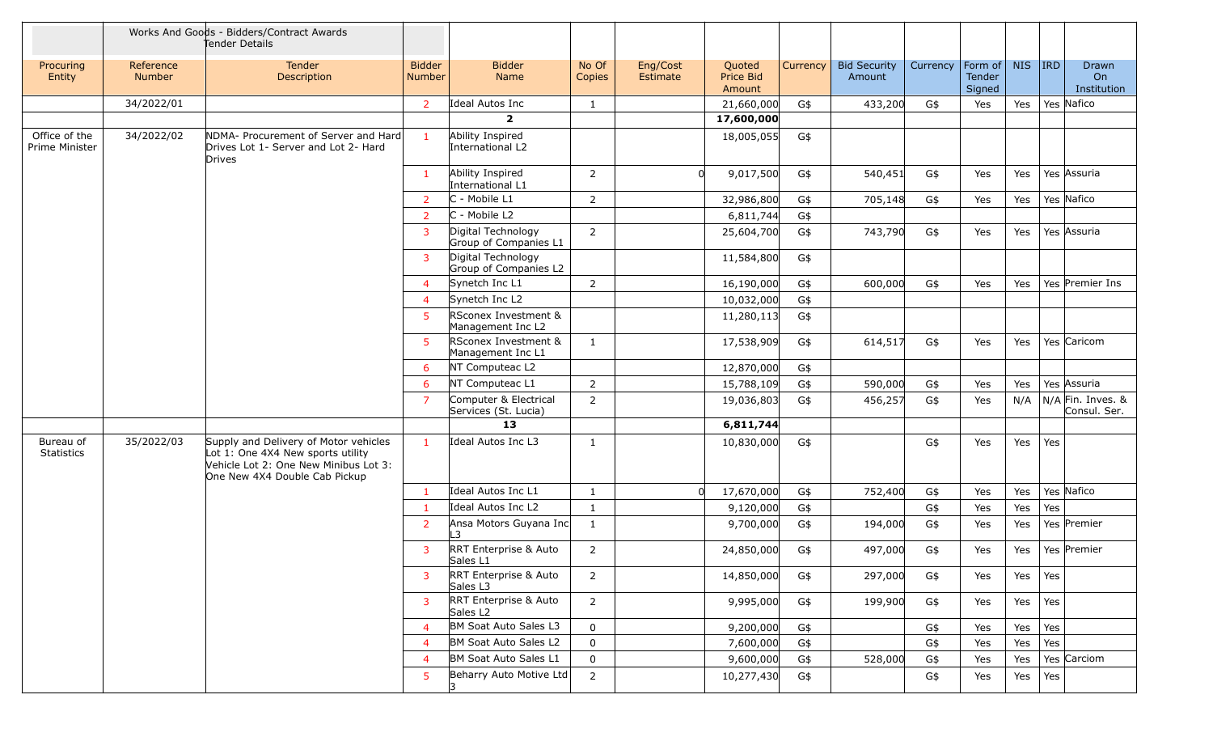| | Works And Goods - Bidders/Contract Awards Tender Details | | | | | | | | | | | | | | |
|---|---|---|---|---|---|---|---|---|---|---|---|---|---|---|---|
| Procuring Entity | Reference Number | Tender Description | Bidder Number | Bidder Name | No Of Copies | Eng/Cost Estimate | Quoted Price Bid Amount | Currency | Bid Security Amount | Currency | Form of Tender Signed | NIS | IRD | Drawn On Institution |
| | 34/2022/01 | | 2 | Ideal Autos Inc | 1 | | 21,660,000 | G$ | 433,200 | G$ | Yes | Yes | Yes | Nafico |
| | | | | 2 | | | 17,600,000 | | | | | | | |
| Office of the Prime Minister | 34/2022/02 | NDMA- Procurement of Server and Hard Drives Lot 1- Server and Lot 2- Hard Drives | 1 | Ability Inspired International L2 | | | 18,005,055 | G$ | | | | | | |
| | | | 1 | Ability Inspired International L1 | 2 | 0 | 9,017,500 | G$ | 540,451 | G$ | Yes | Yes | Yes | Assuria |
| | | | 2 | C - Mobile L1 | 2 | | 32,986,800 | G$ | 705,148 | G$ | Yes | Yes | Yes | Nafico |
| | | | 2 | C - Mobile L2 | | | 6,811,744 | G$ | | | | | | |
| | | | 3 | Digital Technology Group of Companies L1 | 2 | | 25,604,700 | G$ | 743,790 | G$ | Yes | Yes | Yes | Assuria |
| | | | 3 | Digital Technology Group of Companies L2 | | | 11,584,800 | G$ | | | | | | |
| | | | 4 | Synetch Inc L1 | 2 | | 16,190,000 | G$ | 600,000 | G$ | Yes | Yes | Yes | Premier Ins |
| | | | 4 | Synetch Inc L2 | | | 10,032,000 | G$ | | | | | | |
| | | | 5 | RSconex Investment & Management Inc L2 | | | 11,280,113 | G$ | | | | | | |
| | | | 5 | RSconex Investment & Management Inc L1 | 1 | | 17,538,909 | G$ | 614,517 | G$ | Yes | Yes | Yes | Caricom |
| | | | 6 | NT Computeac L2 | | | 12,870,000 | G$ | | | | | | |
| | | | 6 | NT Computeac L1 | 2 | | 15,788,109 | G$ | 590,000 | G$ | Yes | Yes | Yes | Assuria |
| | | | 7 | Computer & Electrical Services (St. Lucia) | 2 | | 19,036,803 | G$ | 456,257 | G$ | Yes | N/A | N/A | Fin. Inves. & Consul. Ser. |
| | | | | 13 | | | 6,811,744 | | | | | | | |
| Bureau of Statistics | 35/2022/03 | Supply and Delivery of Motor vehicles Lot 1: One 4X4 New sports utility Vehicle Lot 2: One New Minibus Lot 3: One New 4X4 Double Cab Pickup | 1 | Ideal Autos Inc L3 | 1 | | 10,830,000 | G$ | | G$ | Yes | Yes | Yes | |
| | | | 1 | Ideal Autos Inc L1 | 1 | 0 | 17,670,000 | G$ | 752,400 | G$ | Yes | Yes | Yes | Nafico |
| | | | 1 | Ideal Autos Inc L2 | 1 | | 9,120,000 | G$ | | G$ | Yes | Yes | Yes | |
| | | | 2 | Ansa Motors Guyana Inc L3 | 1 | | 9,700,000 | G$ | 194,000 | G$ | Yes | Yes | Yes | Premier |
| | | | 3 | RRT Enterprise & Auto Sales L1 | 2 | | 24,850,000 | G$ | 497,000 | G$ | Yes | Yes | Yes | Premier |
| | | | 3 | RRT Enterprise & Auto Sales L3 | 2 | | 14,850,000 | G$ | 297,000 | G$ | Yes | Yes | Yes | |
| | | | 3 | RRT Enterprise & Auto Sales L2 | 2 | | 9,995,000 | G$ | 199,900 | G$ | Yes | Yes | Yes | |
| | | | 4 | BM Soat Auto Sales L3 | 0 | | 9,200,000 | G$ | | G$ | Yes | Yes | Yes | |
| | | | 4 | BM Soat Auto Sales L2 | 0 | | 7,600,000 | G$ | | G$ | Yes | Yes | Yes | |
| | | | 4 | BM Soat Auto Sales L1 | 0 | | 9,600,000 | G$ | 528,000 | G$ | Yes | Yes | Yes | Carciom |
| | | | 5 | Beharry Auto Motive Ltd 3 | 2 | | 10,277,430 | G$ | | G$ | Yes | Yes | Yes | |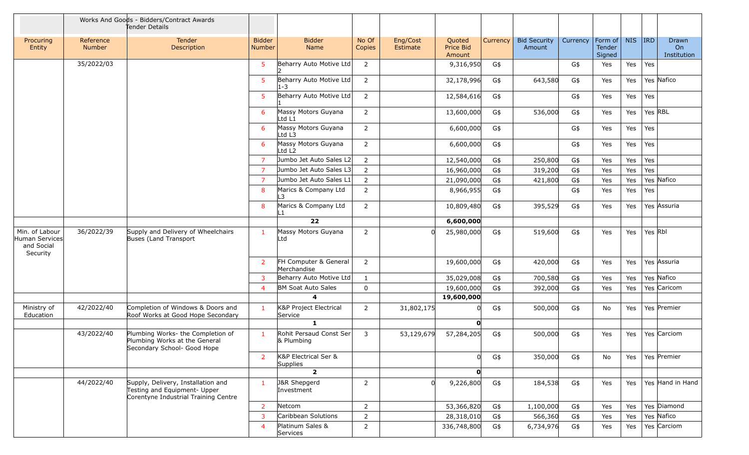| | Works And Goods - Bidders/Contract Awards Tender Details | | | | | | | | | | | | | | |
|---|---|---|---|---|---|---|---|---|---|---|---|---|---|---|---|
| Procuring Entity | Reference Number | Tender Description | Bidder Number | Bidder Name | No Of Copies | Eng/Cost Estimate | Quoted Price Bid Amount | Currency | Bid Security Amount | Currency | Form of Tender Signed | NIS | IRD | Drawn On Institution |
| | 35/2022/03 | | 5 | Beharry Auto Motive Ltd 2 | 2 | | 9,316,950 | G$ | | G$ | Yes | Yes | Yes | |
| | | | 5 | Beharry Auto Motive Ltd 1-3 | 2 | | 32,178,996 | G$ | 643,580 | G$ | Yes | Yes | Yes | Nafico |
| | | | 5 | Beharry Auto Motive Ltd 1 | 2 | | 12,584,616 | G$ | | G$ | Yes | Yes | Yes | |
| | | | 6 | Massy Motors Guyana Ltd L1 | 2 | | 13,600,000 | G$ | 536,000 | G$ | Yes | Yes | Yes | RBL |
| | | | 6 | Massy Motors Guyana Ltd L3 | 2 | | 6,600,000 | G$ | | G$ | Yes | Yes | Yes | |
| | | | 6 | Massy Motors Guyana Ltd L2 | 2 | | 6,600,000 | G$ | | G$ | Yes | Yes | Yes | |
| | | | 7 | Jumbo Jet Auto Sales L2 | 2 | | 12,540,000 | G$ | 250,800 | G$ | Yes | Yes | Yes | |
| | | | 7 | Jumbo Jet Auto Sales L3 | 2 | | 16,960,000 | G$ | 319,200 | G$ | Yes | Yes | Yes | |
| | | | 7 | Jumbo Jet Auto Sales L1 | 2 | | 21,090,000 | G$ | 421,800 | G$ | Yes | Yes | Yes | Nafico |
| | | | 8 | Marics & Company Ltd L3 | 2 | | 8,966,955 | G$ | | G$ | Yes | Yes | Yes | |
| | | | 8 | Marics & Company Ltd L1 | 2 | | 10,809,480 | G$ | 395,529 | G$ | Yes | Yes | Yes | Assuria |
| | | | | **22** | | | **6,600,000** | | | | | | | |
| Min. of Labour Human Services and Social Security | 36/2022/39 | Supply and Delivery of Wheelchairs Buses (Land Transport | 1 | Massy Motors Guyana Ltd | 2 | 0 | 25,980,000 | G$ | 519,600 | G$ | Yes | Yes | Yes | Rbl |
| | | | 2 | FH Computer & General Merchandise | 2 | | 19,600,000 | G$ | 420,000 | G$ | Yes | Yes | Yes | Assuria |
| | | | 3 | Beharry Auto Motive Ltd | 1 | | 35,029,008 | G$ | 700,580 | G$ | Yes | Yes | Yes | Nafico |
| | | | 4 | BM Soat Auto Sales | 0 | | 19,600,000 | G$ | 392,000 | G$ | Yes | Yes | Yes | Caricom |
| | | | | **4** | | | **19,600,000** | | | | | | | |
| Ministry of Education | 42/2022/40 | Completion of Windows & Doors and Roof Works at Good Hope Secondary | 1 | K&P Project Electrical Service | 2 | 31,802,175 | 0 | G$ | 500,000 | G$ | No | Yes | Yes | Premier |
| | | | | **1** | | | **0** | | | | | | | |
| | 43/2022/40 | Plumbing Works- the Completion of Plumbing Works at the General Secondary School- Good Hope | 1 | Rohit Persaud Const Ser & Plumbing | 3 | 53,129,679 | 57,284,205 | G$ | 500,000 | G$ | Yes | Yes | Yes | Carciom |
| | | | 2 | K&P Electrical Ser & Supplies | | | 0 | G$ | 350,000 | G$ | No | Yes | Yes | Premier |
| | | | | **2** | | | **0** | | | | | | | |
| | 44/2022/40 | Supply, Delivery, Installation and Testing and Equipment- Upper Corentyne Industrial Training Centre | 1 | J&R Shepgerd Investment | 2 | 0 | 9,226,800 | G$ | 184,538 | G$ | Yes | Yes | Yes | Hand in Hand |
| | | | 2 | Netcom | 2 | | 53,366,820 | G$ | 1,100,000 | G$ | Yes | Yes | Yes | Diamond |
| | | | 3 | Caribbean Solutions | 2 | | 28,318,010 | G$ | 566,360 | G$ | Yes | Yes | Yes | Nafico |
| | | | 4 | Platinum Sales & Services | 2 | | 336,748,800 | G$ | 6,734,976 | G$ | Yes | Yes | Yes | Carciom |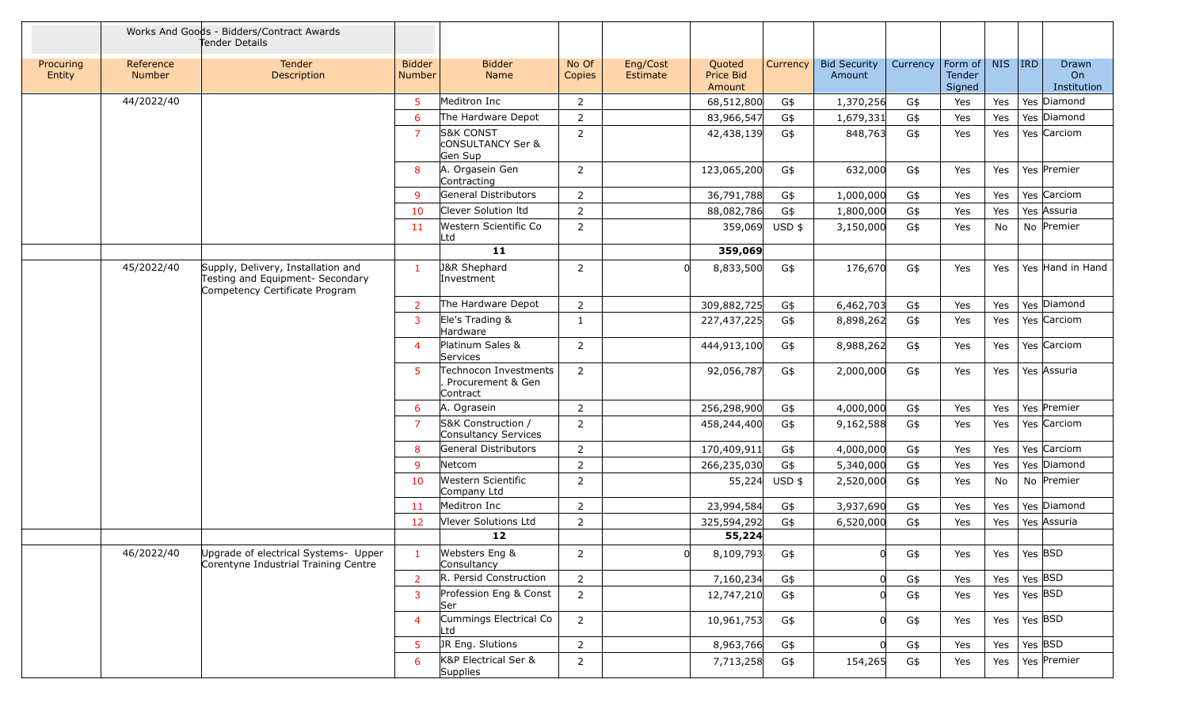| | Works And Goods - Bidders/Contract Awards Tender Details | | | | | | | | | | | | | | |
|---|---|---|---|---|---|---|---|---|---|---|---|---|---|---|---|
| Procuring Entity | Reference Number | Tender Description | Bidder Number | Bidder Name | No Of Copies | Eng/Cost Estimate | Quoted Price Bid Amount | Currency | Bid Security Amount | Currency | Form of Tender Signed | NIS | IRD | Drawn On Institution |
| | 44/2022/40 | | 5 | Meditron Inc | 2 | | 68,512,800 | G$ | 1,370,256 | G$ | Yes | Yes | Yes | Diamond |
| | | | 6 | The Hardware Depot | 2 | | 83,966,547 | G$ | 1,679,331 | G$ | Yes | Yes | Yes | Diamond |
| | | | 7 | S&K CONST cONSULTANCY Ser & Gen Sup | 2 | | 42,438,139 | G$ | 848,763 | G$ | Yes | Yes | Yes | Carciom |
| | | | 8 | A. Orgasein Gen Contracting | 2 | | 123,065,200 | G$ | 632,000 | G$ | Yes | Yes | Yes | Premier |
| | | | 9 | General Distributors | 2 | | 36,791,788 | G$ | 1,000,000 | G$ | Yes | Yes | Yes | Carciom |
| | | | 10 | Clever Solution ltd | 2 | | 88,082,786 | G$ | 1,800,000 | G$ | Yes | Yes | Yes | Assuria |
| | | | 11 | Western Scientific Co Ltd | 2 | | 359,069 | USD $ | 3,150,000 | G$ | Yes | No | No | Premier |
| | | | | **11** | | | **359,069** | | | | | | | |
| | 45/2022/40 | Supply, Delivery, Installation and Testing and Equipment- Secondary Competency Certificate Program | 1 | J&R Shephard Investment | 2 | 0 | 8,833,500 | G$ | 176,670 | G$ | Yes | Yes | Yes | Hand in Hand |
| | | | 2 | The Hardware Depot | 2 | | 309,882,725 | G$ | 6,462,703 | G$ | Yes | Yes | Yes | Diamond |
| | | | 3 | Ele's Trading & Hardware | 1 | | 227,437,225 | G$ | 8,898,262 | G$ | Yes | Yes | Yes | Carciom |
| | | | 4 | Platinum Sales & Services | 2 | | 444,913,100 | G$ | 8,988,262 | G$ | Yes | Yes | Yes | Carciom |
| | | | 5 | Technocon Investments . Procurement & Gen Contract | 2 | | 92,056,787 | G$ | 2,000,000 | G$ | Yes | Yes | Yes | Assuria |
| | | | 6 | A. Ograsein | 2 | | 256,298,900 | G$ | 4,000,000 | G$ | Yes | Yes | Yes | Premier |
| | | | 7 | S&K Construction / Consultancy Services | 2 | | 458,244,400 | G$ | 9,162,588 | G$ | Yes | Yes | Yes | Carciom |
| | | | 8 | General Distributors | 2 | | 170,409,911 | G$ | 4,000,000 | G$ | Yes | Yes | Yes | Carciom |
| | | | 9 | Netcom | 2 | | 266,235,030 | G$ | 5,340,000 | G$ | Yes | Yes | Yes | Diamond |
| | | | 10 | Western Scientific Company Ltd | 2 | | 55,224 | USD $ | 2,520,000 | G$ | Yes | No | No | Premier |
| | | | 11 | Meditron Inc | 2 | | 23,994,584 | G$ | 3,937,690 | G$ | Yes | Yes | Yes | Diamond |
| | | | 12 | Vlever Solutions Ltd | 2 | | 325,594,292 | G$ | 6,520,000 | G$ | Yes | Yes | Yes | Assuria |
| | | | | **12** | | | **55,224** | | | | | | | |
| | 46/2022/40 | Upgrade of electrical Systems- Upper Corentyne Industrial Training Centre | 1 | Websters Eng & Consultancy | 2 | 0 | 8,109,793 | G$ | 0 | G$ | Yes | Yes | Yes | BSD |
| | | | 2 | R. Persid Construction | 2 | | 7,160,234 | G$ | 0 | G$ | Yes | Yes | Yes | BSD |
| | | | 3 | Profession Eng & Const Ser | 2 | | 12,747,210 | G$ | 0 | G$ | Yes | Yes | Yes | BSD |
| | | | 4 | Cummings Electrical Co Ltd | 2 | | 10,961,753 | G$ | 0 | G$ | Yes | Yes | Yes | BSD |
| | | | 5 | JR Eng. Slutions | 2 | | 8,963,766 | G$ | 0 | G$ | Yes | Yes | Yes | BSD |
| | | | 6 | K&P Electrical Ser & Supplies | 2 | | 7,713,258 | G$ | 154,265 | G$ | Yes | Yes | Yes | Premier |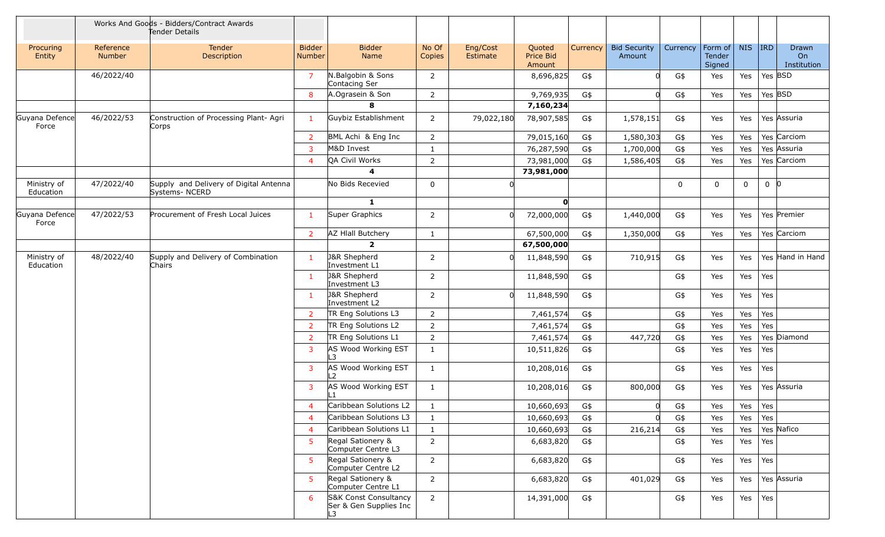| | Works And Goods - Bidders/Contract Awards Tender Details | | | | | | | | | | | | | | |
|---|---|---|---|---|---|---|---|---|---|---|---|---|---|---|---|
| Procuring Entity | Reference Number | Tender Description | Bidder Number | Bidder Name | No Of Copies | Eng/Cost Estimate | Quoted Price Bid Amount | Currency | Bid Security Amount | Currency | Form of Tender Signed | NIS | IRD | Drawn On Institution |
| | 46/2022/40 | | 7 | N.Balgobin & Sons Contacing Ser | 2 | | 8,696,825 | G$ | 0 | G$ | Yes | Yes | Yes | BSD |
| | | | 8 | A.Ograsein & Son | 2 | | 9,769,935 | G$ | 0 | G$ | Yes | Yes | Yes | BSD |
| | | | | **8** | | | **7,160,234** | | | | | | | |
| Guyana Defence Force | 46/2022/53 | Construction of Processing Plant- Agri Corps | 1 | Guybiz Establishment | 2 | 79,022,180 | 78,907,585 | G$ | 1,578,151 | G$ | Yes | Yes | Yes | Assuria |
| | | | 2 | BML Achi & Eng Inc | 2 | | 79,015,160 | G$ | 1,580,303 | G$ | Yes | Yes | Yes | Carciom |
| | | | 3 | M&D Invest | 1 | | 76,287,590 | G$ | 1,700,000 | G$ | Yes | Yes | Yes | Assuria |
| | | | 4 | QA Civil Works | 2 | | 73,981,000 | G$ | 1,586,405 | G$ | Yes | Yes | Yes | Carciom |
| | | | | **4** | | | **73,981,000** | | | | | | | |
| Ministry of Education | 47/2022/40 | Supply and Delivery of Digital Antenna Systems- NCERD | | No Bids Recevied | 0 | 0 | | | | 0 | 0 | 0 | 0 | 0 |
| | | | | **1** | | | **0** | | | | | | | |
| Guyana Defence Force | 47/2022/53 | Procurement of Fresh Local Juices | 1 | Super Graphics | 2 | 0 | 72,000,000 | G$ | 1,440,000 | G$ | Yes | Yes | Yes | Premier |
| | | | 2 | AZ Hlall Butchery | 1 | | 67,500,000 | G$ | 1,350,000 | G$ | Yes | Yes | Yes | Carciom |
| | | | | **2** | | | **67,500,000** | | | | | | | |
| Ministry of Education | 48/2022/40 | Supply and Delivery of Combination Chairs | 1 | J&R Shepherd Investment L1 | 2 | 0 | 11,848,590 | G$ | 710,915 | G$ | Yes | Yes | Yes | Hand in Hand |
| | | | 1 | J&R Shepherd Investment L3 | 2 | | 11,848,590 | G$ | | G$ | Yes | Yes | Yes | |
| | | | 1 | J&R Shepherd Investment L2 | 2 | 0 | 11,848,590 | G$ | | G$ | Yes | Yes | Yes | |
| | | | 2 | TR Eng Solutions L3 | 2 | | 7,461,574 | G$ | | G$ | Yes | Yes | Yes | |
| | | | 2 | TR Eng Solutions L2 | 2 | | 7,461,574 | G$ | | G$ | Yes | Yes | Yes | |
| | | | 2 | TR Eng Solutions L1 | 2 | | 7,461,574 | G$ | 447,720 | G$ | Yes | Yes | Yes | Diamond |
| | | | 3 | AS Wood Working EST L3 | 1 | | 10,511,826 | G$ | | G$ | Yes | Yes | Yes | |
| | | | 3 | AS Wood Working EST L2 | 1 | | 10,208,016 | G$ | | G$ | Yes | Yes | Yes | |
| | | | 3 | AS Wood Working EST L1 | 1 | | 10,208,016 | G$ | 800,000 | G$ | Yes | Yes | Yes | Assuria |
| | | | 4 | Caribbean Solutions L2 | 1 | | 10,660,693 | G$ | 0 | G$ | Yes | Yes | Yes | |
| | | | 4 | Caribbean Solutions L3 | 1 | | 10,660,693 | G$ | 0 | G$ | Yes | Yes | Yes | |
| | | | 4 | Caribbean Solutions L1 | 1 | | 10,660,693 | G$ | 216,214 | G$ | Yes | Yes | Yes | Nafico |
| | | | 5 | Regal Sationery & Computer Centre L3 | 2 | | 6,683,820 | G$ | | G$ | Yes | Yes | Yes | |
| | | | 5 | Regal Sationery & Computer Centre L2 | 2 | | 6,683,820 | G$ | | G$ | Yes | Yes | Yes | |
| | | | 5 | Regal Sationery & Computer Centre L1 | 2 | | 6,683,820 | G$ | 401,029 | G$ | Yes | Yes | Yes | Assuria |
| | | | 6 | S&K Const Consultancy Ser & Gen Supplies Inc L3 | 2 | | 14,391,000 | G$ | | G$ | Yes | Yes | Yes | |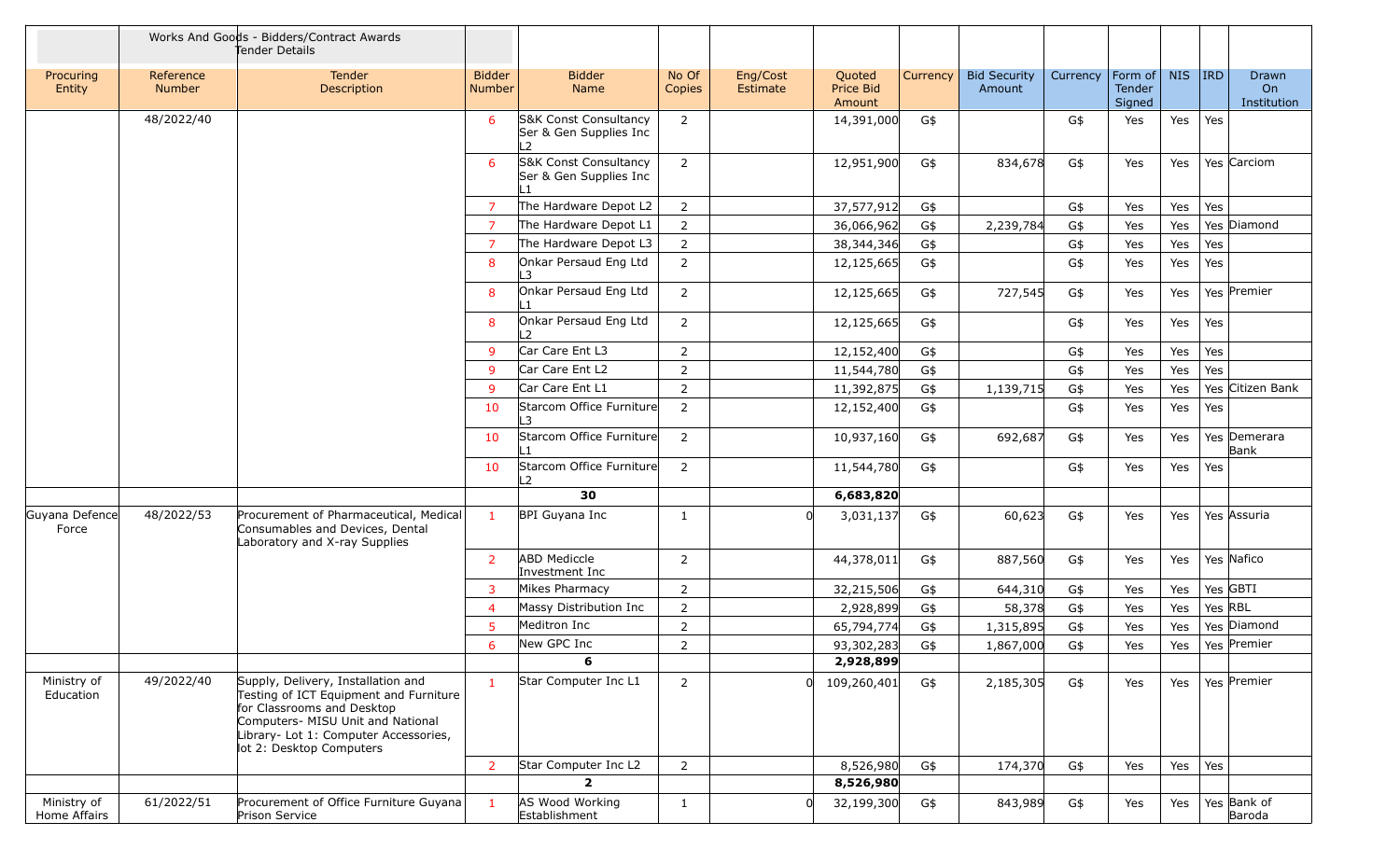| | Works And Goods - Bidders/Contract Awards Tender Details | | | | | | | | | | | | | | |
|---|---|---|---|---|---|---|---|---|---|---|---|---|---|---|---|
| Procuring Entity | Reference Number | Tender Description | Bidder Number | Bidder Name | No Of Copies | Eng/Cost Estimate | Quoted Price Bid Amount | Currency | Bid Security Amount | Currency | Form of Tender Signed | NIS | IRD | Drawn On Institution |
| | 48/2022/40 | | 6 | S&K Const Consultancy Ser & Gen Supplies Inc L2 | 2 | | 14,391,000 | G$ | | G$ | Yes | Yes | Yes | |
| | | | 6 | S&K Const Consultancy Ser & Gen Supplies Inc L1 | 2 | | 12,951,900 | G$ | 834,678 | G$ | Yes | Yes | Yes | Carciom |
| | | | 7 | The Hardware Depot L2 | 2 | | 37,577,912 | G$ | | G$ | Yes | Yes | Yes | |
| | | | 7 | The Hardware Depot L1 | 2 | | 36,066,962 | G$ | 2,239,784 | G$ | Yes | Yes | Yes | Diamond |
| | | | 7 | The Hardware Depot L3 | 2 | | 38,344,346 | G$ | | G$ | Yes | Yes | Yes | |
| | | | 8 | Onkar Persaud Eng Ltd L3 | 2 | | 12,125,665 | G$ | | G$ | Yes | Yes | Yes | |
| | | | 8 | Onkar Persaud Eng Ltd L1 | 2 | | 12,125,665 | G$ | 727,545 | G$ | Yes | Yes | Yes | Premier |
| | | | 8 | Onkar Persaud Eng Ltd L2 | 2 | | 12,125,665 | G$ | | G$ | Yes | Yes | Yes | |
| | | | 9 | Car Care Ent L3 | 2 | | 12,152,400 | G$ | | G$ | Yes | Yes | Yes | |
| | | | 9 | Car Care Ent L2 | 2 | | 11,544,780 | G$ | | G$ | Yes | Yes | Yes | |
| | | | 9 | Car Care Ent L1 | 2 | | 11,392,875 | G$ | 1,139,715 | G$ | Yes | Yes | Yes | Citizen Bank |
| | | | 10 | Starcom Office Furniture L3 | 2 | | 12,152,400 | G$ | | G$ | Yes | Yes | Yes | |
| | | | 10 | Starcom Office Furniture L1 | 2 | | 10,937,160 | G$ | 692,687 | G$ | Yes | Yes | Yes | Demerara Bank |
| | | | 10 | Starcom Office Furniture L2 | 2 | | 11,544,780 | G$ | | G$ | Yes | Yes | Yes | |
| | | | | **30** | | | **6,683,820** | | | | | | | |
| Guyana Defence Force | 48/2022/53 | Procurement of Pharmaceutical, Medical Consumables and Devices, Dental Laboratory and X-ray Supplies | 1 | BPI Guyana Inc | 1 | 0 | 3,031,137 | G$ | 60,623 | G$ | Yes | Yes | Yes | Assuria |
| | | | 2 | ABD Mediccle Investment Inc | 2 | | 44,378,011 | G$ | 887,560 | G$ | Yes | Yes | Yes | Nafico |
| | | | 3 | Mikes Pharmacy | 2 | | 32,215,506 | G$ | 644,310 | G$ | Yes | Yes | Yes | GBTI |
| | | | 4 | Massy Distribution Inc | 2 | | 2,928,899 | G$ | 58,378 | G$ | Yes | Yes | Yes | RBL |
| | | | 5 | Meditron Inc | 2 | | 65,794,774 | G$ | 1,315,895 | G$ | Yes | Yes | Yes | Diamond |
| | | | 6 | New GPC Inc | 2 | | 93,302,283 | G$ | 1,867,000 | G$ | Yes | Yes | Yes | Premier |
| | | | | **6** | | | **2,928,899** | | | | | | | |
| Ministry of Education | 49/2022/40 | Supply, Delivery, Installation and Testing of ICT Equipment and Furniture for Classrooms and Desktop Computers- MISU Unit and National Library- Lot 1: Computer Accessories, lot 2: Desktop Computers | 1 | Star Computer Inc L1 | 2 | 0 | 109,260,401 | G$ | 2,185,305 | G$ | Yes | Yes | Yes | Premier |
| | | | 2 | Star Computer Inc L2 | 2 | | 8,526,980 | G$ | 174,370 | G$ | Yes | Yes | Yes | |
| | | | | **2** | | | **8,526,980** | | | | | | | |
| Ministry of Home Affairs | 61/2022/51 | Procurement of Office Furniture Guyana Prison Service | 1 | AS Wood Working Establishment | 1 | 0 | 32,199,300 | G$ | 843,989 | G$ | Yes | Yes | Yes | Bank of Baroda |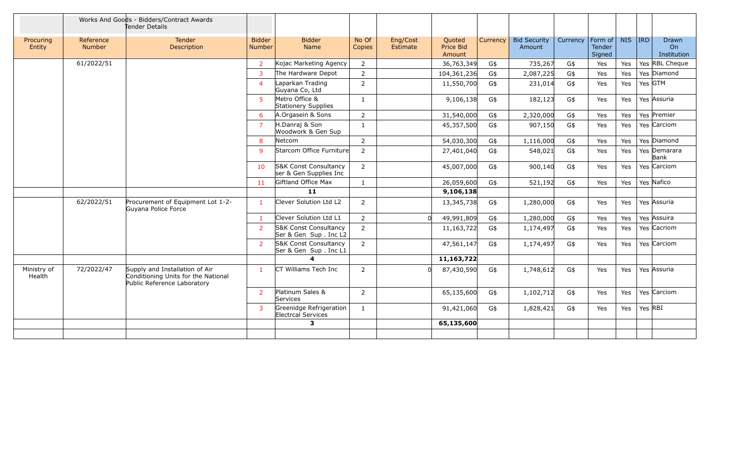| | Works And Goods - Bidders/Contract Awards Tender Details | | | | | | | | | | | | | |
|---|---|---|---|---|---|---|---|---|---|---|---|---|---|---|
| Procuring Entity | Reference Number | Tender Description | Bidder Number | Bidder Name | No Of Copies | Eng/Cost Estimate | Quoted Price Bid Amount | Currency | Bid Security Amount | Currency | Form of Tender Signed | NIS | IRD | Drawn On Institution |
| | 61/2022/51 | | 2 | Kojac Marketing Agency | 2 | | 36,763,349 | G$ | 735,267 | G$ | Yes | Yes | Yes | RBL Cheque |
| | | | 3 | The Hardware Depot | 2 | | 104,361,236 | G$ | 2,087,225 | G$ | Yes | Yes | Yes | Diamond |
| | | | 4 | Laparkan Trading Guyana Co, Ltd | 2 | | 11,550,700 | G$ | 231,014 | G$ | Yes | Yes | Yes | GTM |
| | | | 5 | Metro Office & Stationery Supplies | 1 | | 9,106,138 | G$ | 182,123 | G$ | Yes | Yes | Yes | Assuria |
| | | | 6 | A.Orgasein & Sons | 2 | | 31,540,000 | G$ | 2,320,000 | G$ | Yes | Yes | Yes | Premier |
| | | | 7 | H.Danraj & Son Woodwork & Gen Sup | 1 | | 45,357,500 | G$ | 907,150 | G$ | Yes | Yes | Yes | Carciom |
| | | | 8 | Netcom | 2 | | 54,030,300 | G$ | 1,116,000 | G$ | Yes | Yes | Yes | Diamond |
| | | | 9 | Starcom Office Furniture | 2 | | 27,401,040 | G$ | 548,021 | G$ | Yes | Yes | Yes | Demarara Bank |
| | | | 10 | S&K Const Consultancy ser & Gen Supplies Inc | 2 | | 45,007,000 | G$ | 900,140 | G$ | Yes | Yes | Yes | Carciom |
| | | | 11 | Giftland Office Max | 1 | | 26,059,600 | G$ | 521,192 | G$ | Yes | Yes | Yes | Nafico |
| | | | | **11** | | | **9,106,138** | | | | | | | |
| | 62/2022/51 | Procurement of Equipment Lot 1-2- Guyana Police Force | 1 | Clever Solution Ltd L2 | 2 | | 13,345,738 | G$ | 1,280,000 | G$ | Yes | Yes | Yes | Assuria |
| | | | 1 | Clever Solution Ltd L1 | 2 | 0 | 49,991,809 | G$ | 1,280,000 | G$ | Yes | Yes | Yes | Assuira |
| | | | 2 | S&K Const Consultancy Ser & Gen Sup . Inc L2 | 2 | | 11,163,722 | G$ | 1,174,497 | G$ | Yes | Yes | Yes | Cacriom |
| | | | 2 | S&K Const Consultancy Ser & Gen Sup . Inc L1 | 2 | | 47,561,147 | G$ | 1,174,497 | G$ | Yes | Yes | Yes | Carciom |
| | | | | **4** | | | **11,163,722** | | | | | | | |
| Ministry of Health | 72/2022/47 | Supply and Installation of Air Conditioning Units for the National Public Reference Laboratory | 1 | CT Williams Tech Inc | 2 | 0 | 87,430,590 | G$ | 1,748,612 | G$ | Yes | Yes | Yes | Assuria |
| | | | 2 | Platinum Sales & Services | 2 | | 65,135,600 | G$ | 1,102,712 | G$ | Yes | Yes | Yes | Carciom |
| | | | 3 | Greenidge Refrigeration Electrcal Services | 1 | | 91,421,060 | G$ | 1,828,421 | G$ | Yes | Yes | Yes | RBI |
| | | | | **3** | | | **65,135,600** | | | | | | | |